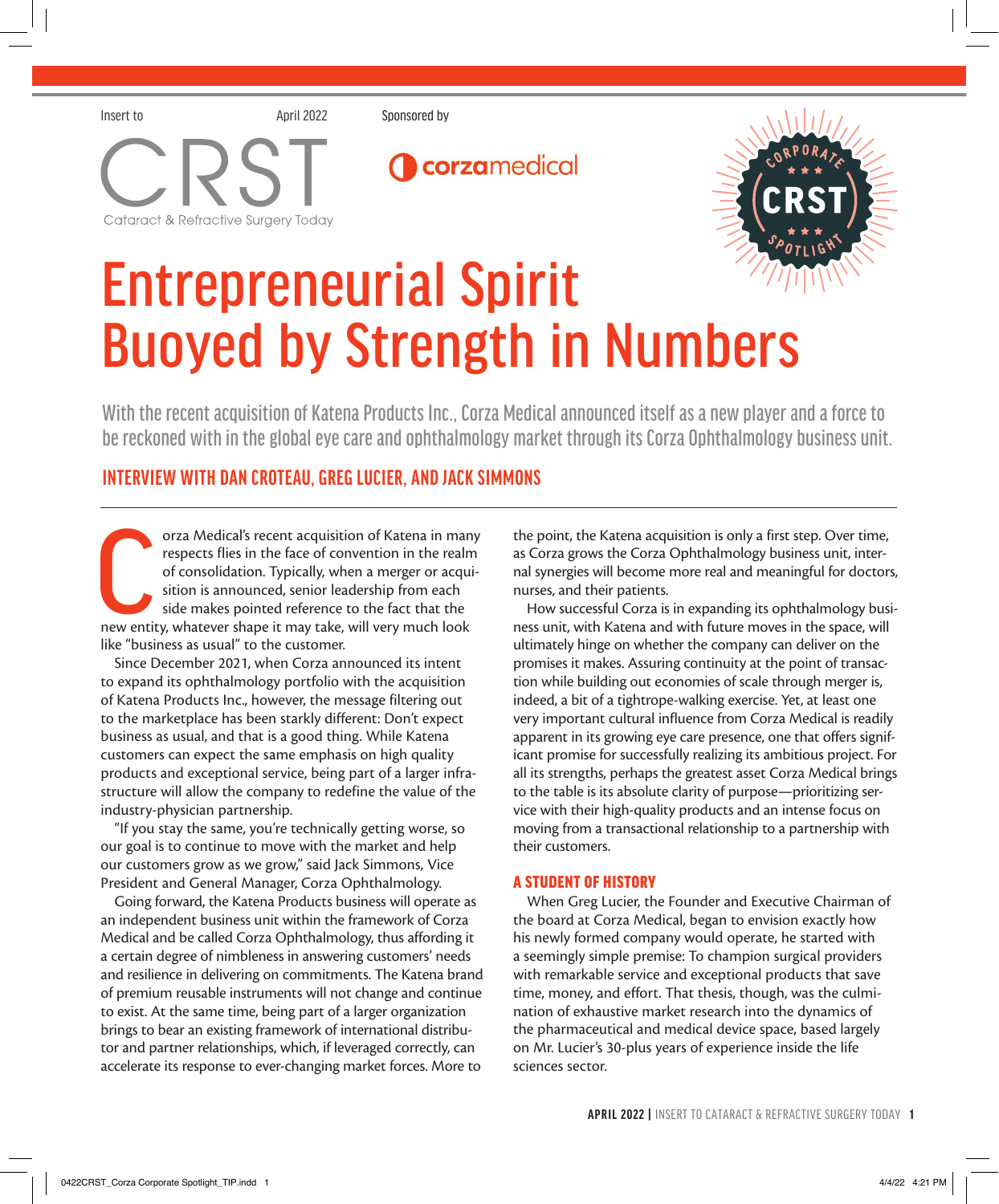Insert to

April 2022

Sponsored by

CRST
Cataract & Refractive Surgery Today

corzamedical

CORPORATE CRST SPOTLIGHT

# Entrepreneurial Spirit Buoyed by Strength in Numbers

With the recent acquisition of Katena Products Inc., Corza Medical announced itself as a new player and a force to be reckoned with in the global eye care and ophthalmology market through its Corza Ophthalmology business unit.

## INTERVIEW WITH DAN CROTEAU, GREG LUCIER, AND JACK SIMMONS

Corza Medical's recent acquisition of Katena in many respects flies in the face of convention in the realm of consolidation. Typically, when a merger or acquisition is announced, senior leadership from each side makes pointed reference to the fact that the new entity, whatever shape it may take, will very much look like "business as usual" to the customer.

Since December 2021, when Corza announced its intent to expand its ophthalmology portfolio with the acquisition of Katena Products Inc., however, the message filtering out to the marketplace has been starkly different: Don't expect business as usual, and that is a good thing. While Katena customers can expect the same emphasis on high quality products and exceptional service, being part of a larger infrastructure will allow the company to redefine the value of the industry-physician partnership.

"If you stay the same, you're technically getting worse, so our goal is to continue to move with the market and help our customers grow as we grow," said Jack Simmons, Vice President and General Manager, Corza Ophthalmology.

Going forward, the Katena Products business will operate as an independent business unit within the framework of Corza Medical and be called Corza Ophthalmology, thus affording it a certain degree of nimbleness in answering customers' needs and resilience in delivering on commitments. The Katena brand of premium reusable instruments will not change and continue to exist. At the same time, being part of a larger organization brings to bear an existing framework of international distributor and partner relationships, which, if leveraged correctly, can accelerate its response to ever-changing market forces. More to the point, the Katena acquisition is only a first step. Over time, as Corza grows the Corza Ophthalmology business unit, internal synergies will become more real and meaningful for doctors, nurses, and their patients.

How successful Corza is in expanding its ophthalmology business unit, with Katena and with future moves in the space, will ultimately hinge on whether the company can deliver on the promises it makes. Assuring continuity at the point of transaction while building out economies of scale through merger is, indeed, a bit of a tightrope-walking exercise. Yet, at least one very important cultural influence from Corza Medical is readily apparent in its growing eye care presence, one that offers significant promise for successfully realizing its ambitious project. For all its strengths, perhaps the greatest asset Corza Medical brings to the table is its absolute clarity of purpose—prioritizing service with their high-quality products and an intense focus on moving from a transactional relationship to a partnership with their customers.

### A STUDENT OF HISTORY

When Greg Lucier, the Founder and Executive Chairman of the board at Corza Medical, began to envision exactly how his newly formed company would operate, he started with a seemingly simple premise: To champion surgical providers with remarkable service and exceptional products that save time, money, and effort. That thesis, though, was the culmination of exhaustive market research into the dynamics of the pharmaceutical and medical device space, based largely on Mr. Lucier's 30-plus years of experience inside the life sciences sector.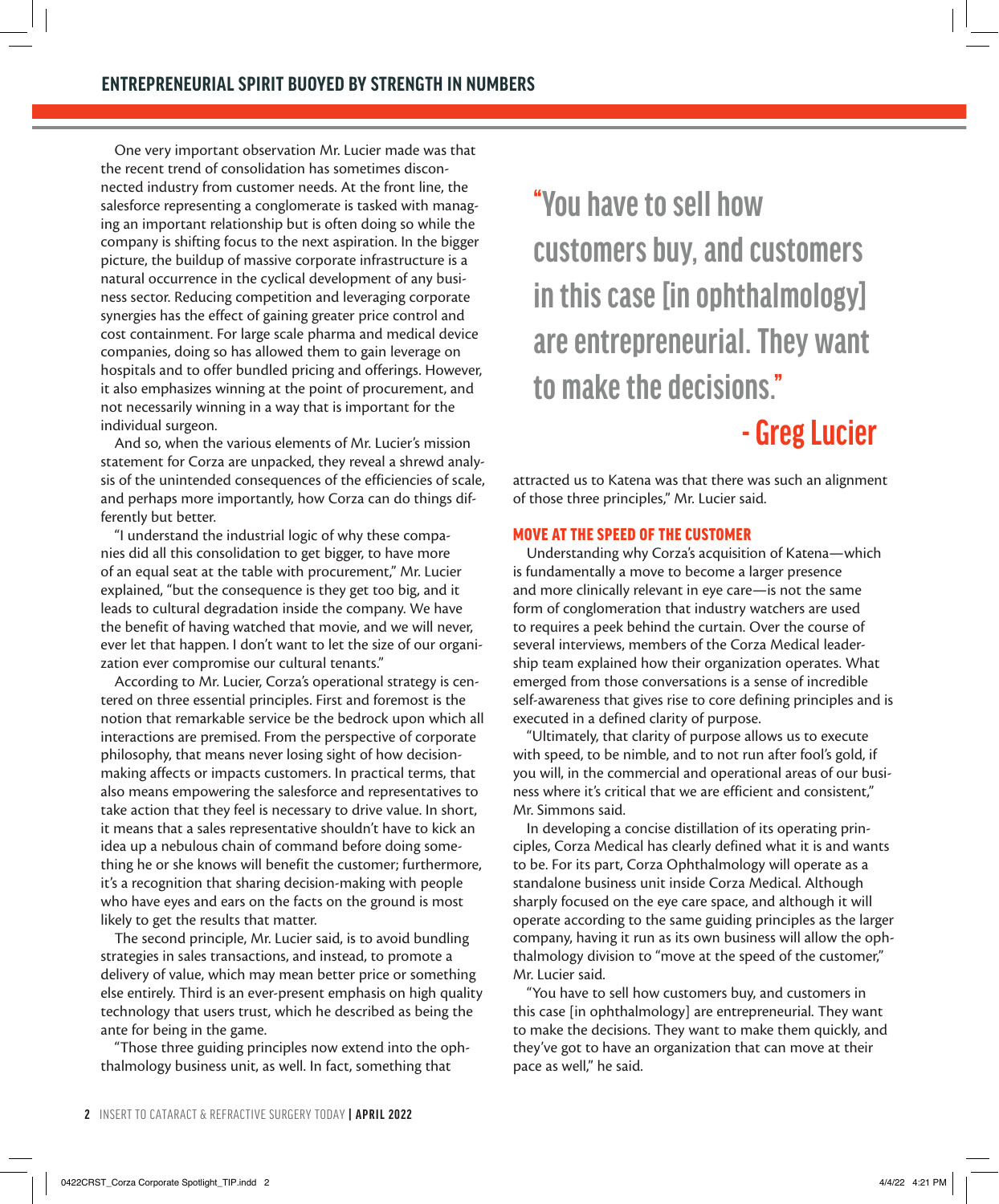## ENTREPRENEURIAL SPIRIT BUOYED BY STRENGTH IN NUMBERS

One very important observation Mr. Lucier made was that the recent trend of consolidation has sometimes disconnected industry from customer needs. At the front line, the salesforce representing a conglomerate is tasked with managing an important relationship but is often doing so while the company is shifting focus to the next aspiration. In the bigger picture, the buildup of massive corporate infrastructure is a natural occurrence in the cyclical development of any business sector. Reducing competition and leveraging corporate synergies has the effect of gaining greater price control and cost containment. For large scale pharma and medical device companies, doing so has allowed them to gain leverage on hospitals and to offer bundled pricing and offerings. However, it also emphasizes winning at the point of procurement, and not necessarily winning in a way that is important for the individual surgeon.

And so, when the various elements of Mr. Lucier's mission statement for Corza are unpacked, they reveal a shrewd analysis of the unintended consequences of the efficiencies of scale, and perhaps more importantly, how Corza can do things differently but better.

"I understand the industrial logic of why these companies did all this consolidation to get bigger, to have more of an equal seat at the table with procurement," Mr. Lucier explained, "but the consequence is they get too big, and it leads to cultural degradation inside the company. We have the benefit of having watched that movie, and we will never, ever let that happen. I don't want to let the size of our organization ever compromise our cultural tenants."

According to Mr. Lucier, Corza's operational strategy is centered on three essential principles. First and foremost is the notion that remarkable service be the bedrock upon which all interactions are premised. From the perspective of corporate philosophy, that means never losing sight of how decision-making affects or impacts customers. In practical terms, that also means empowering the salesforce and representatives to take action that they feel is necessary to drive value. In short, it means that a sales representative shouldn't have to kick an idea up a nebulous chain of command before doing something he or she knows will benefit the customer; furthermore, it's a recognition that sharing decision-making with people who have eyes and ears on the facts on the ground is most likely to get the results that matter.

The second principle, Mr. Lucier said, is to avoid bundling strategies in sales transactions, and instead, to promote a delivery of value, which may mean better price or something else entirely. Third is an ever-present emphasis on high quality technology that users trust, which he described as being the ante for being in the game.

"Those three guiding principles now extend into the ophthalmology business unit, as well. In fact, something that attracted us to Katena was that there was such an alignment of those three principles," Mr. Lucier said.

> "You have to sell how customers buy, and customers in this case [in ophthalmology] are entrepreneurial. They want to make the decisions."
>
> **- Greg Lucier**

### MOVE AT THE SPEED OF THE CUSTOMER

Understanding why Corza's acquisition of Katena—which is fundamentally a move to become a larger presence and more clinically relevant in eye care—is not the same form of conglomeration that industry watchers are used to requires a peek behind the curtain. Over the course of several interviews, members of the Corza Medical leadership team explained how their organization operates. What emerged from those conversations is a sense of incredible self-awareness that gives rise to core defining principles and is executed in a defined clarity of purpose.

"Ultimately, that clarity of purpose allows us to execute with speed, to be nimble, and to not run after fool's gold, if you will, in the commercial and operational areas of our business where it's critical that we are efficient and consistent," Mr. Simmons said.

In developing a concise distillation of its operating principles, Corza Medical has clearly defined what it is and wants to be. For its part, Corza Ophthalmology will operate as a standalone business unit inside Corza Medical. Although sharply focused on the eye care space, and although it will operate according to the same guiding principles as the larger company, having it run as its own business will allow the ophthalmology division to "move at the speed of the customer," Mr. Lucier said.

"You have to sell how customers buy, and customers in this case [in ophthalmology] are entrepreneurial. They want to make the decisions. They want to make them quickly, and they've got to have an organization that can move at their pace as well," he said.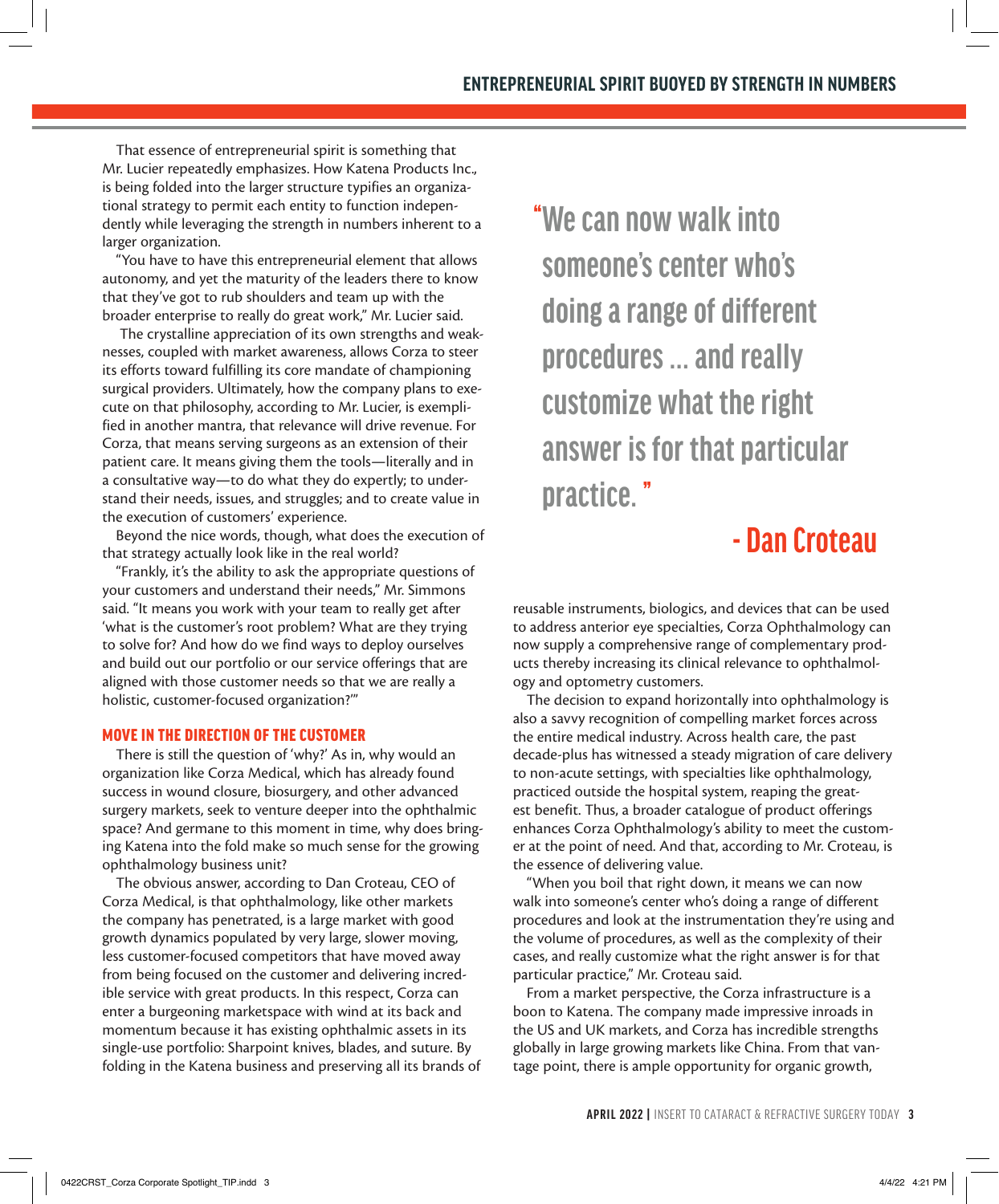That essence of entrepreneurial spirit is something that Mr. Lucier repeatedly emphasizes. How Katena Products Inc., is being folded into the larger structure typifies an organizational strategy to permit each entity to function independently while leveraging the strength in numbers inherent to a larger organization.

"You have to have this entrepreneurial element that allows autonomy, and yet the maturity of the leaders there to know that they've got to rub shoulders and team up with the broader enterprise to really do great work," Mr. Lucier said.

The crystalline appreciation of its own strengths and weaknesses, coupled with market awareness, allows Corza to steer its efforts toward fulfilling its core mandate of championing surgical providers. Ultimately, how the company plans to execute on that philosophy, according to Mr. Lucier, is exemplified in another mantra, that relevance will drive revenue. For Corza, that means serving surgeons as an extension of their patient care. It means giving them the tools—literally and in a consultative way—to do what they do expertly; to understand their needs, issues, and struggles; and to create value in the execution of customers' experience.

Beyond the nice words, though, what does the execution of that strategy actually look like in the real world?

"Frankly, it's the ability to ask the appropriate questions of your customers and understand their needs," Mr. Simmons said. "It means you work with your team to really get after 'what is the customer's root problem? What are they trying to solve for? And how do we find ways to deploy ourselves and build out our portfolio or our service offerings that are aligned with those customer needs so that we are really a holistic, customer-focused organization?'"

## MOVE IN THE DIRECTION OF THE CUSTOMER

There is still the question of 'why?' As in, why would an organization like Corza Medical, which has already found success in wound closure, biosurgery, and other advanced surgery markets, seek to venture deeper into the ophthalmic space? And germane to this moment in time, why does bringing Katena into the fold make so much sense for the growing ophthalmology business unit?

The obvious answer, according to Dan Croteau, CEO of Corza Medical, is that ophthalmology, like other markets the company has penetrated, is a large market with good growth dynamics populated by very large, slower moving, less customer-focused competitors that have moved away from being focused on the customer and delivering incredible service with great products. In this respect, Corza can enter a burgeoning marketspace with wind at its back and momentum because it has existing ophthalmic assets in its single-use portfolio: Sharpoint knives, blades, and suture. By folding in the Katena business and preserving all its brands of reusable instruments, biologics, and devices that can be used to address anterior eye specialties, Corza Ophthalmology can now supply a comprehensive range of complementary products thereby increasing its clinical relevance to ophthalmology and optometry customers.

> "We can now walk into someone's center who's doing a range of different procedures ... and really customize what the right answer is for that particular practice."
>
> **- Dan Croteau**

The decision to expand horizontally into ophthalmology is also a savvy recognition of compelling market forces across the entire medical industry. Across health care, the past decade-plus has witnessed a steady migration of care delivery to non-acute settings, with specialties like ophthalmology, practiced outside the hospital system, reaping the greatest benefit. Thus, a broader catalogue of product offerings enhances Corza Ophthalmology's ability to meet the customer at the point of need. And that, according to Mr. Croteau, is the essence of delivering value.

"When you boil that right down, it means we can now walk into someone's center who's doing a range of different procedures and look at the instrumentation they're using and the volume of procedures, as well as the complexity of their cases, and really customize what the right answer is for that particular practice," Mr. Croteau said.

From a market perspective, the Corza infrastructure is a boon to Katena. The company made impressive inroads in the US and UK markets, and Corza has incredible strengths globally in large growing markets like China. From that vantage point, there is ample opportunity for organic growth,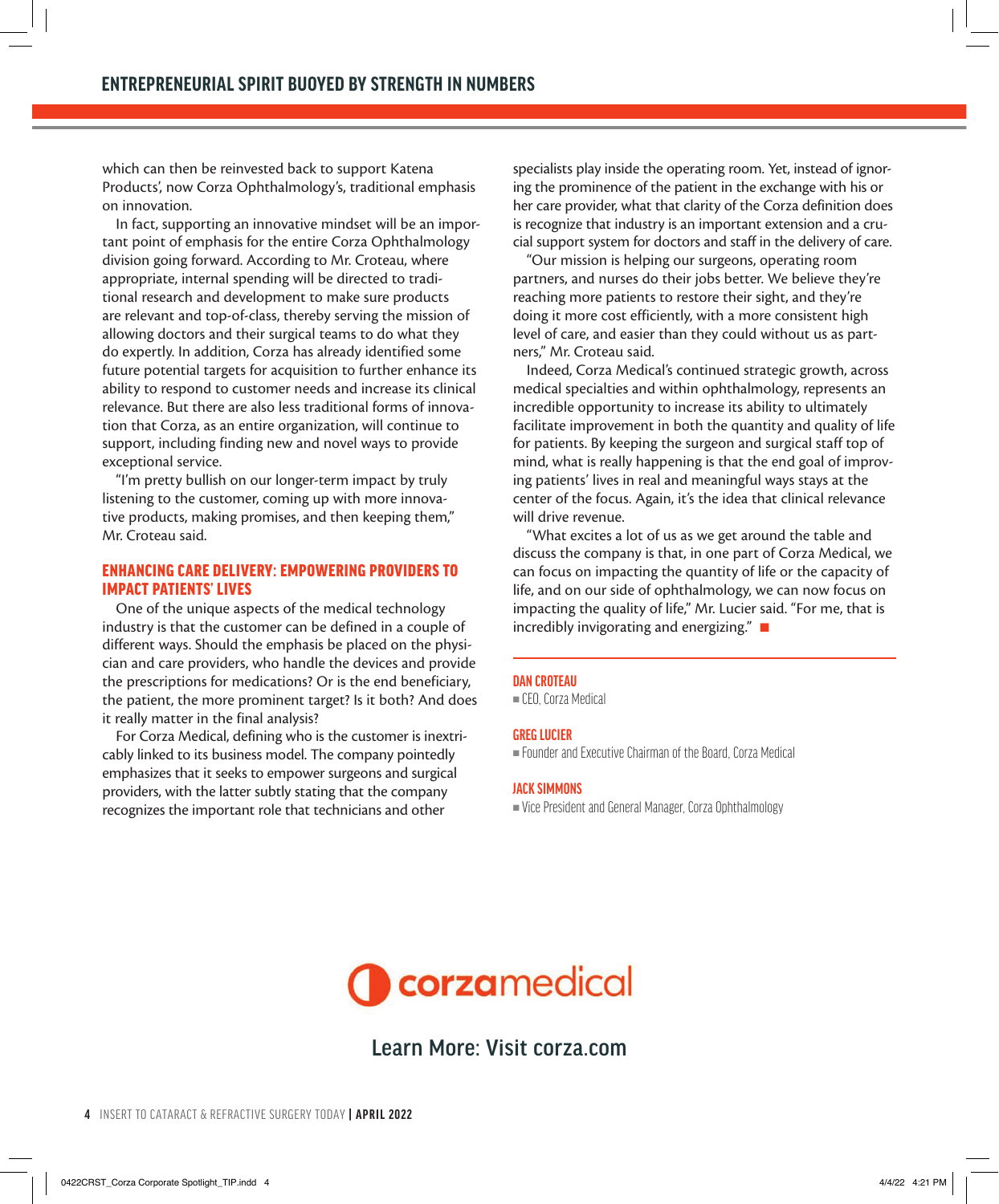which can then be reinvested back to support Katena Products', now Corza Ophthalmology's, traditional emphasis on innovation.

In fact, supporting an innovative mindset will be an important point of emphasis for the entire Corza Ophthalmology division going forward. According to Mr. Croteau, where appropriate, internal spending will be directed to traditional research and development to make sure products are relevant and top-of-class, thereby serving the mission of allowing doctors and their surgical teams to do what they do expertly. In addition, Corza has already identified some future potential targets for acquisition to further enhance its ability to respond to customer needs and increase its clinical relevance. But there are also less traditional forms of innovation that Corza, as an entire organization, will continue to support, including finding new and novel ways to provide exceptional service.

"I'm pretty bullish on our longer-term impact by truly listening to the customer, coming up with more innovative products, making promises, and then keeping them," Mr. Croteau said.

## ENHANCING CARE DELIVERY: EMPOWERING PROVIDERS TO IMPACT PATIENTS' LIVES

One of the unique aspects of the medical technology industry is that the customer can be defined in a couple of different ways. Should the emphasis be placed on the physician and care providers, who handle the devices and provide the prescriptions for medications? Or is the end beneficiary, the patient, the more prominent target? Is it both? And does it really matter in the final analysis?

For Corza Medical, defining who is the customer is inextricably linked to its business model. The company pointedly emphasizes that it seeks to empower surgeons and surgical providers, with the latter subtly stating that the company recognizes the important role that technicians and other specialists play inside the operating room. Yet, instead of ignoring the prominence of the patient in the exchange with his or her care provider, what that clarity of the Corza definition does is recognize that industry is an important extension and a crucial support system for doctors and staff in the delivery of care.

"Our mission is helping our surgeons, operating room partners, and nurses do their jobs better. We believe they're reaching more patients to restore their sight, and they're doing it more cost efficiently, with a more consistent high level of care, and easier than they could without us as partners," Mr. Croteau said.

Indeed, Corza Medical's continued strategic growth, across medical specialties and within ophthalmology, represents an incredible opportunity to increase its ability to ultimately facilitate improvement in both the quantity and quality of life for patients. By keeping the surgeon and surgical staff top of mind, what is really happening is that the end goal of improving patients' lives in real and meaningful ways stays at the center of the focus. Again, it's the idea that clinical relevance will drive revenue.

"What excites a lot of us as we get around the table and discuss the company is that, in one part of Corza Medical, we can focus on impacting the quantity of life or the capacity of life, and on our side of ophthalmology, we can now focus on impacting the quality of life," Mr. Lucier said. "For me, that is incredibly invigorating and energizing." ■

**DAN CROTEAU**
- CEO, Corza Medical

**GREG LUCIER**
- Founder and Executive Chairman of the Board, Corza Medical

**JACK SIMMONS**
- Vice President and General Manager, Corza Ophthalmology

corzamedical

Learn More: Visit corza.com